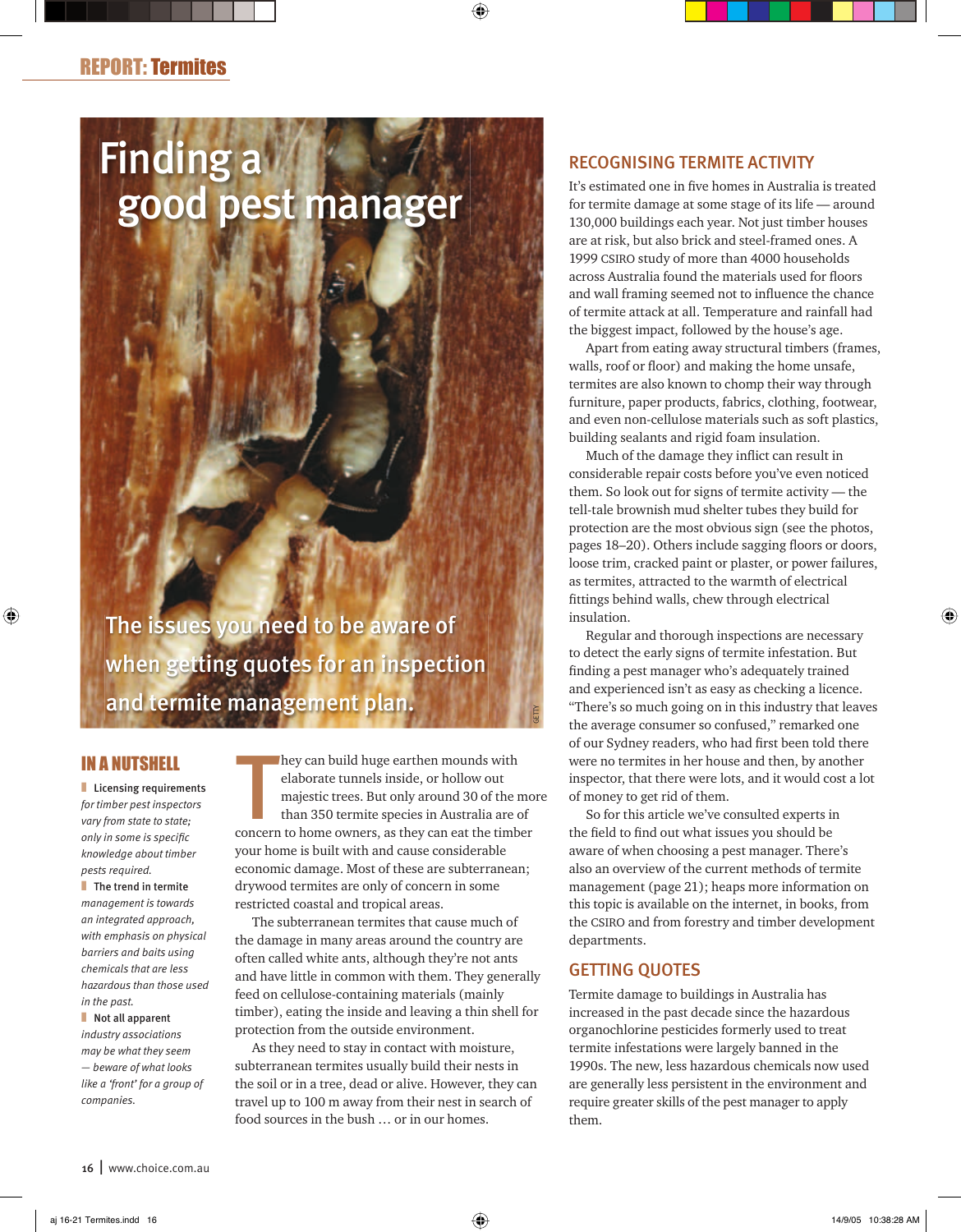# Finding a good pest manager

The issues you need to be aware of when getting quotes for an inspection and termite management plan.

GETTY

## IN A NUTSHELL

- **Licensing requirements** *for timber pest inspectors vary from state to state; only in some is specific knowledge about timber pests required.*
- **The trend in termite** *management is towards an integrated approach, with emphasis on physical barriers and baits using chemicals that are less hazardous than those used in the past.*
- **Not all apparent** *industry associations may be what they seem — beware of what looks like a 'front' for a group of companies.*

They can build huge earthen mounds with elaborate tunnels inside, or hollow out majestic trees. But only around 30 of the more than 350 termite species in Australia are of concern to home owners, as they can eat the timber your home is built with and cause considerable economic damage. Most of these are subterranean; drywood termites are only of concern in some restricted coastal and tropical areas.

The subterranean termites that cause much of the damage in many areas around the country are often called white ants, although they're not ants and have little in common with them. They generally feed on cellulose-containing materials (mainly timber), eating the inside and leaving a thin shell for protection from the outside environment.

As they need to stay in contact with moisture, subterranean termites usually build their nests in the soil or in a tree, dead or alive. However, they can travel up to 100 m away from their nest in search of food sources in the bush … or in our homes.

## RECOGNISING TERMITE ACTIVITY

It's estimated one in five homes in Australia is treated for termite damage at some stage of its life — around 130,000 buildings each year. Not just timber houses are at risk, but also brick and steel-framed ones. A 1999 CSIRO study of more than 4000 households across Australia found the materials used for floors and wall framing seemed not to influence the chance of termite attack at all. Temperature and rainfall had the biggest impact, followed by the house's age.

Apart from eating away structural timbers (frames, walls, roof or floor) and making the home unsafe, termites are also known to chomp their way through furniture, paper products, fabrics, clothing, footwear, and even non-cellulose materials such as soft plastics, building sealants and rigid foam insulation.

Much of the damage they inflict can result in considerable repair costs before you've even noticed them. So look out for signs of termite activity — the tell-tale brownish mud shelter tubes they build for protection are the most obvious sign (see the photos, pages 18–20). Others include sagging floors or doors, loose trim, cracked paint or plaster, or power failures, as termites, attracted to the warmth of electrical fittings behind walls, chew through electrical insulation.

Regular and thorough inspections are necessary to detect the early signs of termite infestation. But finding a pest manager who's adequately trained and experienced isn't as easy as checking a licence. "There's so much going on in this industry that leaves the average consumer so confused," remarked one of our Sydney readers, who had first been told there were no termites in her house and then, by another inspector, that there were lots, and it would cost a lot of money to get rid of them.

So for this article we've consulted experts in the field to find out what issues you should be aware of when choosing a pest manager. There's also an overview of the current methods of termite management (page 21); heaps more information on this topic is available on the internet, in books, from the CSIRO and from forestry and timber development departments.

## GETTING QUOTES

Termite damage to buildings in Australia has increased in the past decade since the hazardous organochlorine pesticides formerly used to treat termite infestations were largely banned in the 1990s. The new, less hazardous chemicals now used are generally less persistent in the environment and require greater skills of the pest manager to apply them.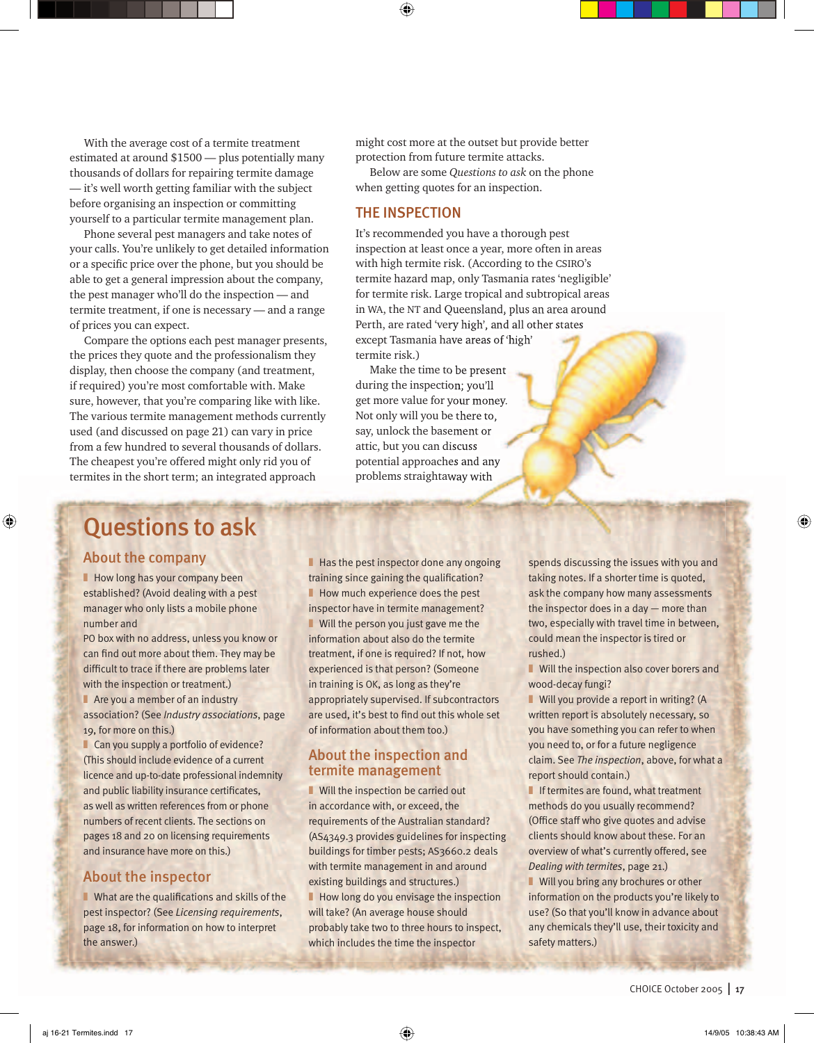With the average cost of a termite treatment estimated at around $1500 — plus potentially many thousands of dollars for repairing termite damage — it's well worth getting familiar with the subject before organising an inspection or committing yourself to a particular termite management plan.

Phone several pest managers and take notes of your calls. You're unlikely to get detailed information or a specific price over the phone, but you should be able to get a general impression about the company, the pest manager who'll do the inspection — and termite treatment, if one is necessary — and a range of prices you can expect.

Compare the options each pest manager presents, the prices they quote and the professionalism they display, then choose the company (and treatment, if required) you're most comfortable with. Make sure, however, that you're comparing like with like. The various termite management methods currently used (and discussed on page 21) can vary in price from a few hundred to several thousands of dollars. The cheapest you're offered might only rid you of termites in the short term; an integrated approach might cost more at the outset but provide better protection from future termite attacks.

Below are some *Questions to ask* on the phone when getting quotes for an inspection.

## THE INSPECTION

It's recommended you have a thorough pest inspection at least once a year, more often in areas with high termite risk. (According to the CSIRO's termite hazard map, only Tasmania rates 'negligible' for termite risk. Large tropical and subtropical areas in WA, the NT and Queensland, plus an area around Perth, are rated 'very high', and all other states except Tasmania have areas of 'high' termite risk.)

Make the time to be present during the inspection; you'll get more value for your money. Not only will you be there to, say, unlock the basement or attic, but you can discuss potential approaches and any problems straightaway with

# Questions to ask

## About the company

- How long has your company been established? (Avoid dealing with a pest manager who only lists a mobile phone number and PO box with no address, unless you know or can find out more about them. They may be difficult to trace if there are problems later with the inspection or treatment.)
- Are you a member of an industry association? (See *Industry associations*, page 19, for more on this.)
- Can you supply a portfolio of evidence? (This should include evidence of a current licence and up-to-date professional indemnity and public liability insurance certificates, as well as written references from or phone numbers of recent clients. The sections on pages 18 and 20 on licensing requirements and insurance have more on this.)

## About the inspector

- What are the qualifications and skills of the pest inspector? (See *Licensing requirements*, page 18, for information on how to interpret the answer.)
- Has the pest inspector done any ongoing training since gaining the qualification?
- How much experience does the pest inspector have in termite management?
- Will the person you just gave me the information about also do the termite treatment, if one is required? If not, how experienced is that person? (Someone in training is OK, as long as they're appropriately supervised. If subcontractors are used, it's best to find out this whole set of information about them too.)

## About the inspection and termite management

- Will the inspection be carried out in accordance with, or exceed, the requirements of the Australian standard? (AS4349.3 provides guidelines for inspecting buildings for timber pests; AS3660.2 deals with termite management in and around existing buildings and structures.)
- How long do you envisage the inspection will take? (An average house should probably take two to three hours to inspect, which includes the time the inspector spends discussing the issues with you and taking notes. If a shorter time is quoted, ask the company how many assessments the inspector does in a day — more than two, especially with travel time in between, could mean the inspector is tired or rushed.)
- Will the inspection also cover borers and wood-decay fungi?
- Will you provide a report in writing? (A written report is absolutely necessary, so you have something you can refer to when you need to, or for a future negligence claim. See *The inspection*, above, for what a report should contain.)
- If termites are found, what treatment methods do you usually recommend? (Office staff who give quotes and advise clients should know about these. For an overview of what's currently offered, see *Dealing with termites*, page 21.)
- Will you bring any brochures or other information on the products you're likely to use? (So that you'll know in advance about any chemicals they'll use, their toxicity and safety matters.)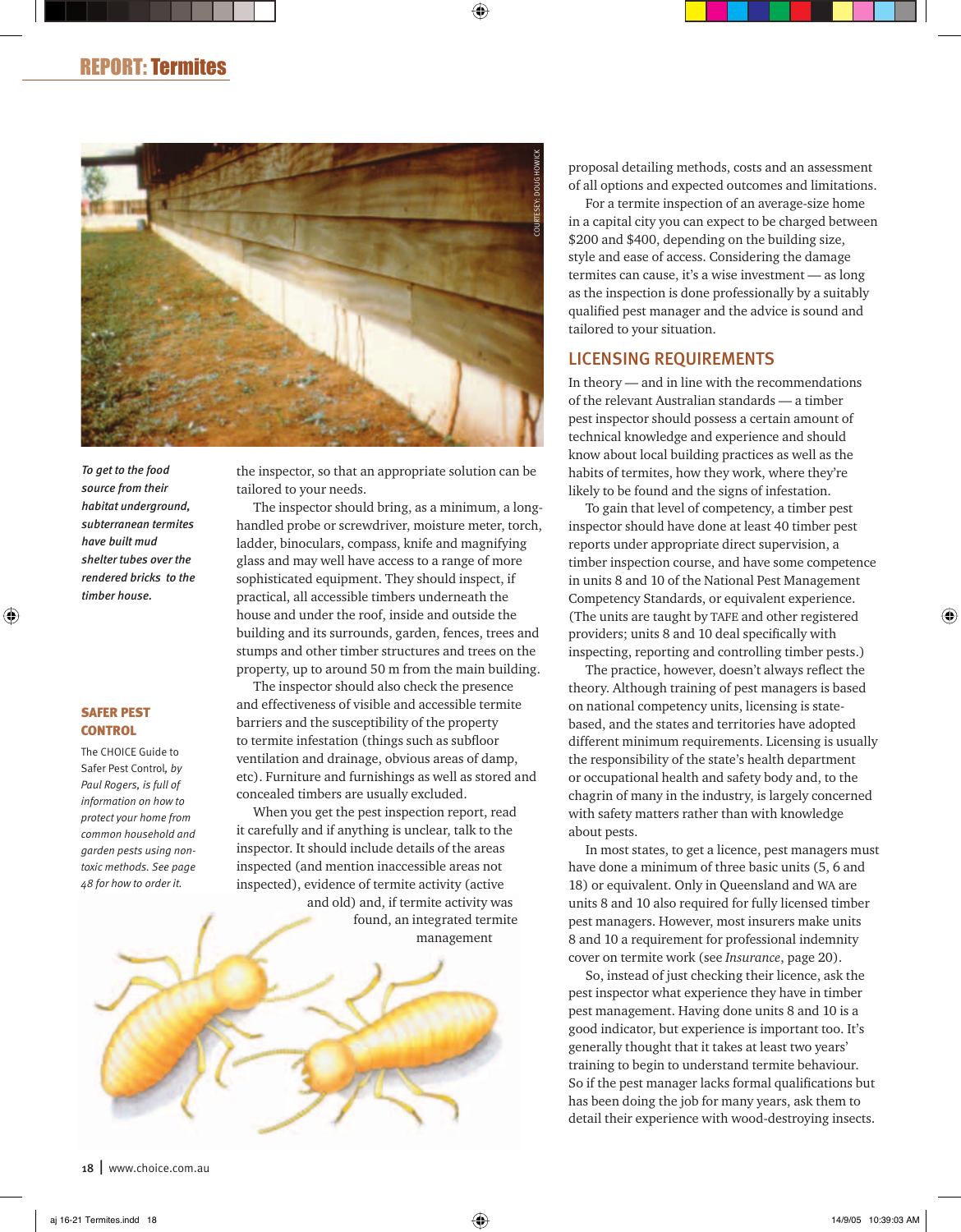*To get to the food source from their habitat underground, subterranean termites have built mud shelter tubes over the rendered bricks to the timber house.*

the inspector, so that an appropriate solution can be tailored to your needs.

The inspector should bring, as a minimum, a long-handled probe or screwdriver, moisture meter, torch, ladder, binoculars, compass, knife and magnifying glass and may well have access to a range of more sophisticated equipment. They should inspect, if practical, all accessible timbers underneath the house and under the roof, inside and outside the building and its surrounds, garden, fences, trees and stumps and other timber structures and trees on the property, up to around 50 m from the main building.

The inspector should also check the presence and effectiveness of visible and accessible termite barriers and the susceptibility of the property to termite infestation (things such as subfloor ventilation and drainage, obvious areas of damp, etc). Furniture and furnishings as well as stored and concealed timbers are usually excluded.

When you get the pest inspection report, read it carefully and if anything is unclear, talk to the inspector. It should include details of the areas inspected (and mention inaccessible areas not inspected), evidence of termite activity (active and old) and, if termite activity was found, an integrated termite management proposal detailing methods, costs and an assessment of all options and expected outcomes and limitations.

For a termite inspection of an average-size home in a capital city you can expect to be charged between $200 and $400, depending on the building size, style and ease of access. Considering the damage termites can cause, it's a wise investment — as long as the inspection is done professionally by a suitably qualified pest manager and the advice is sound and tailored to your situation.

### SAFER PEST CONTROL

The CHOICE Guide to Safer Pest Control, *by Paul Rogers, is full of information on how to protect your home from common household and garden pests using non-toxic methods. See page 48 for how to order it.*

## LICENSING REQUIREMENTS

In theory — and in line with the recommendations of the relevant Australian standards — a timber pest inspector should possess a certain amount of technical knowledge and experience and should know about local building practices as well as the habits of termites, how they work, where they're likely to be found and the signs of infestation.

To gain that level of competency, a timber pest inspector should have done at least 40 timber pest reports under appropriate direct supervision, a timber inspection course, and have some competence in units 8 and 10 of the National Pest Management Competency Standards, or equivalent experience. (The units are taught by TAFE and other registered providers; units 8 and 10 deal specifically with inspecting, reporting and controlling timber pests.)

The practice, however, doesn't always reflect the theory. Although training of pest managers is based on national competency units, licensing is state-based, and the states and territories have adopted different minimum requirements. Licensing is usually the responsibility of the state's health department or occupational health and safety body and, to the chagrin of many in the industry, is largely concerned with safety matters rather than with knowledge about pests.

In most states, to get a licence, pest managers must have done a minimum of three basic units (5, 6 and 18) or equivalent. Only in Queensland and WA are units 8 and 10 also required for fully licensed timber pest managers. However, most insurers make units 8 and 10 a requirement for professional indemnity cover on termite work (see *Insurance*, page 20).

So, instead of just checking their licence, ask the pest inspector what experience they have in timber pest management. Having done units 8 and 10 is a good indicator, but experience is important too. It's generally thought that it takes at least two years' training to begin to understand termite behaviour. So if the pest manager lacks formal qualifications but has been doing the job for many years, ask them to detail their experience with wood-destroying insects.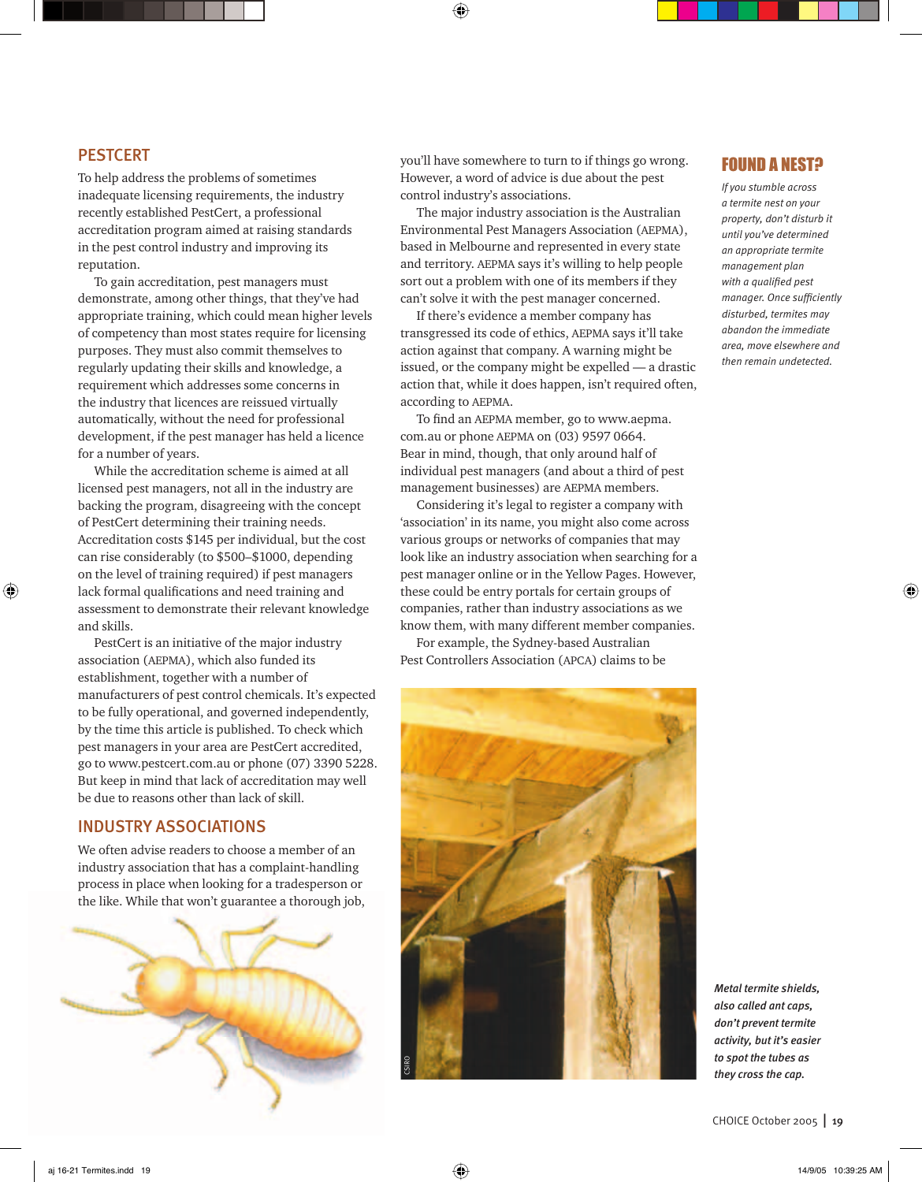## PESTCERT

To help address the problems of sometimes inadequate licensing requirements, the industry recently established PestCert, a professional accreditation program aimed at raising standards in the pest control industry and improving its reputation.

To gain accreditation, pest managers must demonstrate, among other things, that they've had appropriate training, which could mean higher levels of competency than most states require for licensing purposes. They must also commit themselves to regularly updating their skills and knowledge, a requirement which addresses some concerns in the industry that licences are reissued virtually automatically, without the need for professional development, if the pest manager has held a licence for a number of years.

While the accreditation scheme is aimed at all licensed pest managers, not all in the industry are backing the program, disagreeing with the concept of PestCert determining their training needs. Accreditation costs $145 per individual, but the cost can rise considerably (to $500–$1000, depending on the level of training required) if pest managers lack formal qualifications and need training and assessment to demonstrate their relevant knowledge and skills.

PestCert is an initiative of the major industry association (AEPMA), which also funded its establishment, together with a number of manufacturers of pest control chemicals. It's expected to be fully operational, and governed independently, by the time this article is published. To check which pest managers in your area are PestCert accredited, go to www.pestcert.com.au or phone (07) 3390 5228. But keep in mind that lack of accreditation may well be due to reasons other than lack of skill.

## INDUSTRY ASSOCIATIONS

We often advise readers to choose a member of an industry association that has a complaint-handling process in place when looking for a tradesperson or the like. While that won't guarantee a thorough job, you'll have somewhere to turn to if things go wrong. However, a word of advice is due about the pest control industry's associations.

The major industry association is the Australian Environmental Pest Managers Association (AEPMA), based in Melbourne and represented in every state and territory. AEPMA says it's willing to help people sort out a problem with one of its members if they can't solve it with the pest manager concerned.

If there's evidence a member company has transgressed its code of ethics, AEPMA says it'll take action against that company. A warning might be issued, or the company might be expelled — a drastic action that, while it does happen, isn't required often, according to AEPMA.

To find an AEPMA member, go to www.aepma.com.au or phone AEPMA on (03) 9597 0664. Bear in mind, though, that only around half of individual pest managers (and about a third of pest management businesses) are AEPMA members.

Considering it's legal to register a company with 'association' in its name, you might also come across various groups or networks of companies that may look like an industry association when searching for a pest manager online or in the Yellow Pages. However, these could be entry portals for certain groups of companies, rather than industry associations as we know them, with many different member companies.

For example, the Sydney-based Australian Pest Controllers Association (APCA) claims to be

## FOUND A NEST?

*If you stumble across a termite nest on your property, don't disturb it until you've determined an appropriate termite management plan with a qualified pest manager. Once sufficiently disturbed, termites may abandon the immediate area, move elsewhere and then remain undetected.*

CSIRO

***Metal termite shields, also called ant caps, don't prevent termite activity, but it's easier to spot the tubes as they cross the cap.***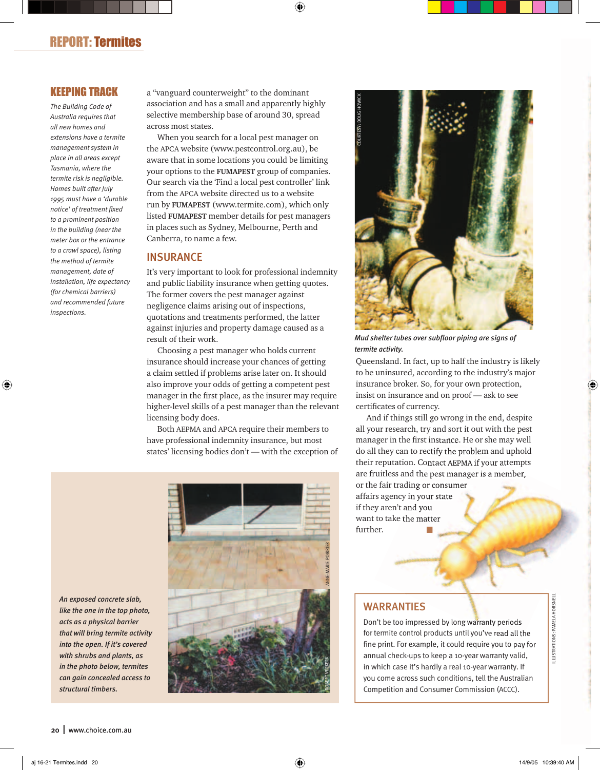## KEEPING TRACK

*The Building Code of Australia requires that all new homes and extensions have a termite management system in place in all areas except Tasmania, where the termite risk is negligible. Homes built after July 1995 must have a 'durable notice' of treatment fixed to a prominent position in the building (near the meter box or the entrance to a crawl space), listing the method of termite management, date of installation, life expectancy (for chemical barriers) and recommended future inspections.*

a "vanguard counterweight" to the dominant association and has a small and apparently highly selective membership base of around 30, spread across most states.

When you search for a local pest manager on the APCA website (www.pestcontrol.org.au), be aware that in some locations you could be limiting your options to the **FUMAPEST** group of companies. Our search via the 'Find a local pest controller' link from the APCA website directed us to a website run by **FUMAPEST** (www.termite.com), which only listed **FUMAPEST** member details for pest managers in places such as Sydney, Melbourne, Perth and Canberra, to name a few.

## INSURANCE

It's very important to look for professional indemnity and public liability insurance when getting quotes. The former covers the pest manager against negligence claims arising out of inspections, quotations and treatments performed, the latter against injuries and property damage caused as a result of their work.

Choosing a pest manager who holds current insurance should increase your chances of getting a claim settled if problems arise later on. It should also improve your odds of getting a competent pest manager in the first place, as the insurer may require higher-level skills of a pest manager than the relevant licensing body does.

Both AEPMA and APCA require their members to have professional indemnity insurance, but most states' licensing bodies don't — with the exception of Queensland. In fact, up to half the industry is likely to be uninsured, according to the industry's major insurance broker. So, for your own protection, insist on insurance and on proof — ask to see certificates of currency.

And if things still go wrong in the end, despite all your research, try and sort it out with the pest manager in the first instance. He or she may well do all they can to rectify the problem and uphold their reputation. Contact AEPMA if your attempts are fruitless and the pest manager is a member, or the fair trading or consumer affairs agency in your state if they aren't and you want to take the matter further. ■

*Mud shelter tubes over subfloor piping are signs of termite activity.*

*An exposed concrete slab, like the one in the top photo, acts as a physical barrier that will bring termite activity into the open. If it's covered with shrubs and plants, as in the photo below, termites can gain concealed access to structural timbers.*

## WARRANTIES

Don't be too impressed by long warranty periods for termite control products until you've read all the fine print. For example, it could require you to pay for annual check-ups to keep a 10-year warranty valid, in which case it's hardly a real 10-year warranty. If you come across such conditions, tell the Australian Competition and Consumer Commission (ACCC).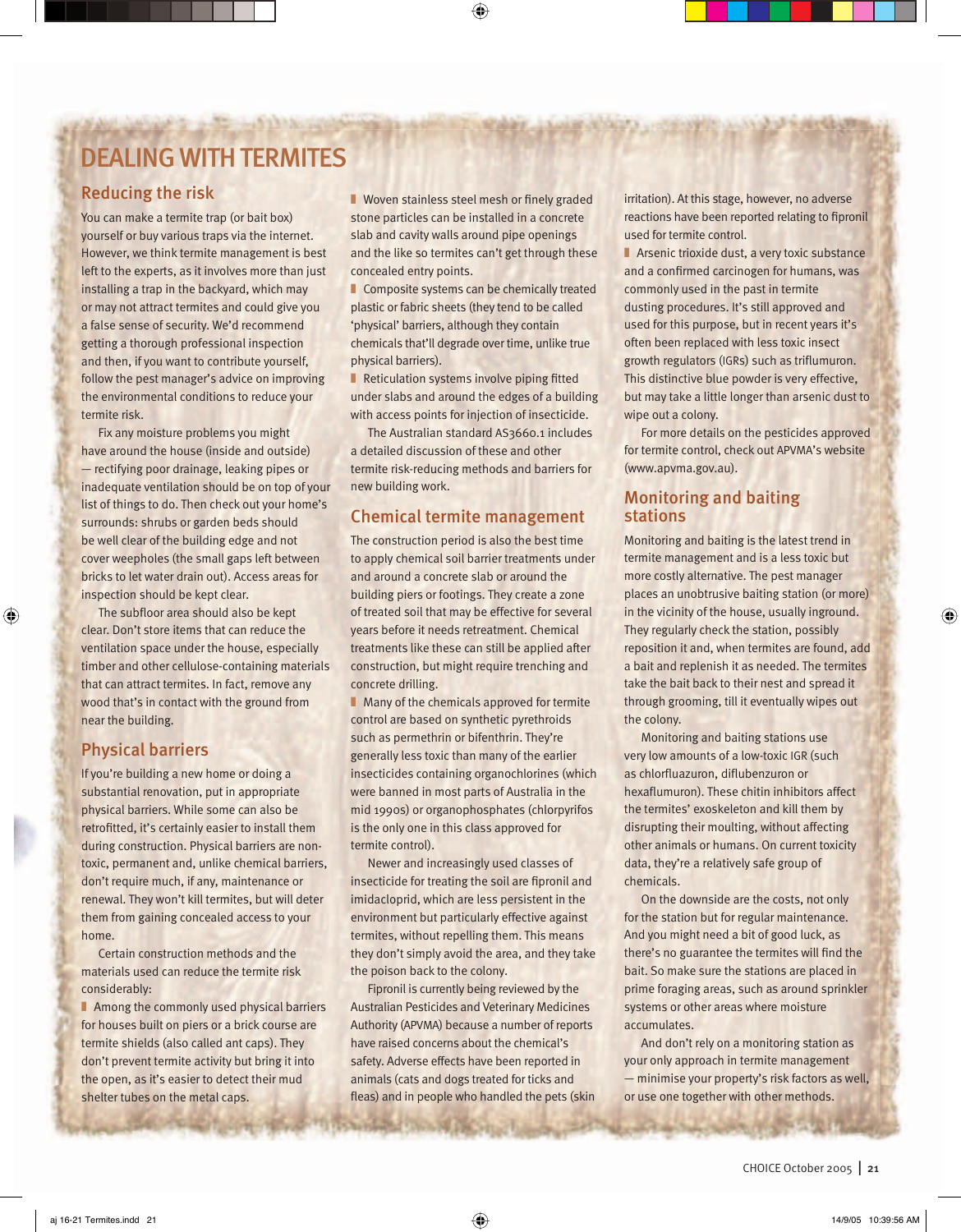# DEALING WITH TERMITES

## Reducing the risk

You can make a termite trap (or bait box) yourself or buy various traps via the internet. However, we think termite management is best left to the experts, as it involves more than just installing a trap in the backyard, which may or may not attract termites and could give you a false sense of security. We'd recommend getting a thorough professional inspection and then, if you want to contribute yourself, follow the pest manager's advice on improving the environmental conditions to reduce your termite risk.

Fix any moisture problems you might have around the house (inside and outside) — rectifying poor drainage, leaking pipes or inadequate ventilation should be on top of your list of things to do. Then check out your home's surrounds: shrubs or garden beds should be well clear of the building edge and not cover weepholes (the small gaps left between bricks to let water drain out). Access areas for inspection should be kept clear.

The subfloor area should also be kept clear. Don't store items that can reduce the ventilation space under the house, especially timber and other cellulose-containing materials that can attract termites. In fact, remove any wood that's in contact with the ground from near the building.

## Physical barriers

If you're building a new home or doing a substantial renovation, put in appropriate physical barriers. While some can also be retrofitted, it's certainly easier to install them during construction. Physical barriers are non-toxic, permanent and, unlike chemical barriers, don't require much, if any, maintenance or renewal. They won't kill termites, but will deter them from gaining concealed access to your home.

Certain construction methods and the materials used can reduce the termite risk considerably:

- Among the commonly used physical barriers for houses built on piers or a brick course are termite shields (also called ant caps). They don't prevent termite activity but bring it into the open, as it's easier to detect their mud shelter tubes on the metal caps.
- Woven stainless steel mesh or finely graded stone particles can be installed in a concrete slab and cavity walls around pipe openings and the like so termites can't get through these concealed entry points.
- Composite systems can be chemically treated plastic or fabric sheets (they tend to be called 'physical' barriers, although they contain chemicals that'll degrade over time, unlike true physical barriers).
- Reticulation systems involve piping fitted under slabs and around the edges of a building with access points for injection of insecticide.

The Australian standard AS3660.1 includes a detailed discussion of these and other termite risk-reducing methods and barriers for new building work.

## Chemical termite management

The construction period is also the best time to apply chemical soil barrier treatments under and around a concrete slab or around the building piers or footings. They create a zone of treated soil that may be effective for several years before it needs retreatment. Chemical treatments like these can still be applied after construction, but might require trenching and concrete drilling.

- Many of the chemicals approved for termite control are based on synthetic pyrethroids such as permethrin or bifenthrin. They're generally less toxic than many of the earlier insecticides containing organochlorines (which were banned in most parts of Australia in the mid 1990s) or organophosphates (chlorpyrifos is the only one in this class approved for termite control).

Newer and increasingly used classes of insecticide for treating the soil are fipronil and imidacloprid, which are less persistent in the environment but particularly effective against termites, without repelling them. This means they don't simply avoid the area, and they take the poison back to the colony.

Fipronil is currently being reviewed by the Australian Pesticides and Veterinary Medicines Authority (APVMA) because a number of reports have raised concerns about the chemical's safety. Adverse effects have been reported in animals (cats and dogs treated for ticks and fleas) and in people who handled the pets (skin irritation). At this stage, however, no adverse reactions have been reported relating to fipronil used for termite control.

- Arsenic trioxide dust, a very toxic substance and a confirmed carcinogen for humans, was commonly used in the past in termite dusting procedures. It's still approved and used for this purpose, but in recent years it's often been replaced with less toxic insect growth regulators (IGRs) such as triflumuron. This distinctive blue powder is very effective, but may take a little longer than arsenic dust to wipe out a colony.

For more details on the pesticides approved for termite control, check out APVMA's website (www.apvma.gov.au).

## Monitoring and baiting stations

Monitoring and baiting is the latest trend in termite management and is a less toxic but more costly alternative. The pest manager places an unobtrusive baiting station (or more) in the vicinity of the house, usually inground. They regularly check the station, possibly reposition it and, when termites are found, add a bait and replenish it as needed. The termites take the bait back to their nest and spread it through grooming, till it eventually wipes out the colony.

Monitoring and baiting stations use very low amounts of a low-toxic IGR (such as chlorfluazuron, diflubenzuron or hexaflumuron). These chitin inhibitors affect the termites' exoskeleton and kill them by disrupting their moulting, without affecting other animals or humans. On current toxicity data, they're a relatively safe group of chemicals.

On the downside are the costs, not only for the station but for regular maintenance. And you might need a bit of good luck, as there's no guarantee the termites will find the bait. So make sure the stations are placed in prime foraging areas, such as around sprinkler systems or other areas where moisture accumulates.

And don't rely on a monitoring station as your only approach in termite management — minimise your property's risk factors as well, or use one together with other methods.